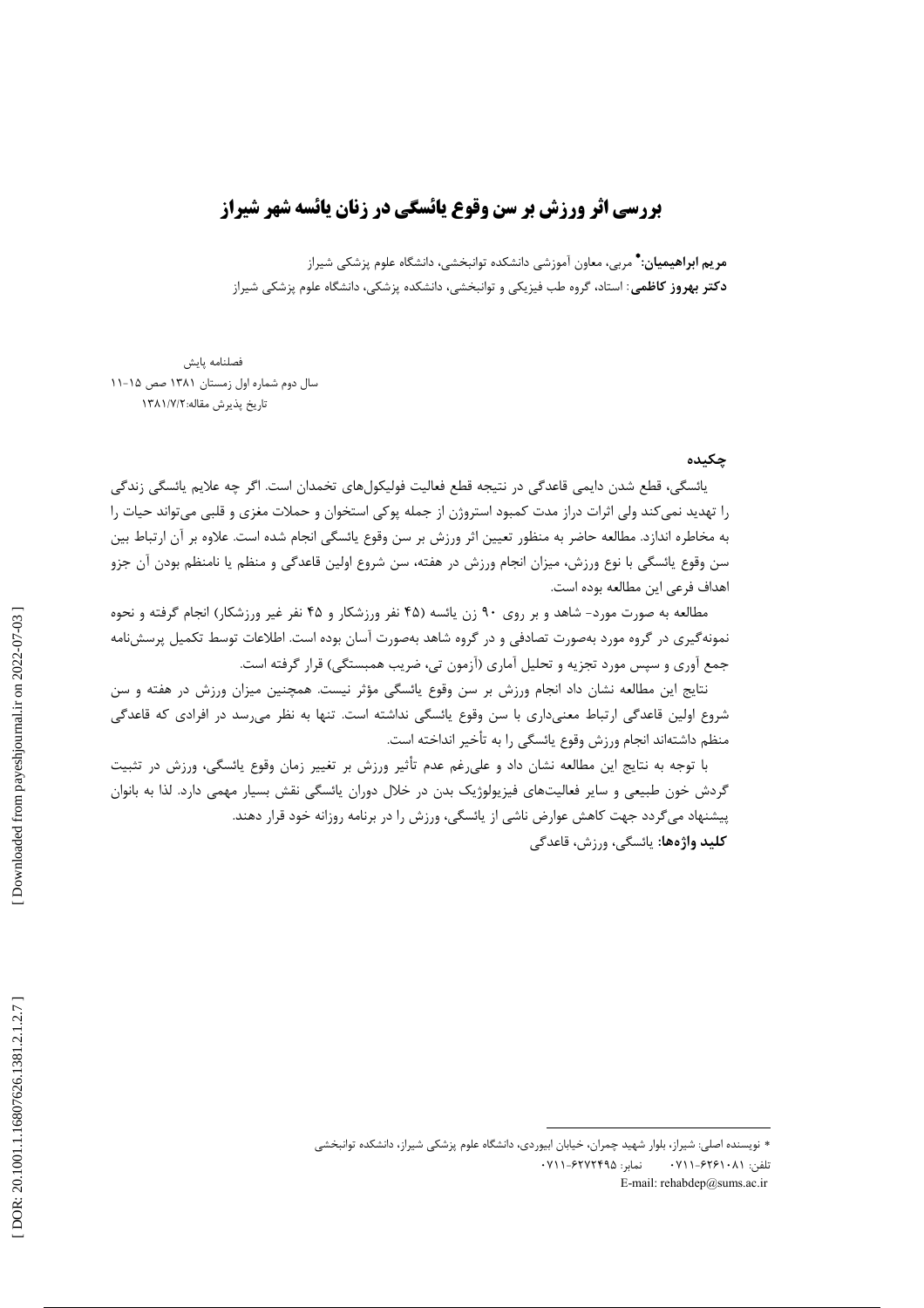# بررسی اثر ورزش بر سن وقوع یائسگی در زنان یائسه شهر شیراز

**مریم ابراهیمیان:*** مربی، معاون آموزشی دانشکده توانبخشی، دانشگاه علوم پزشکی شیراز

**دکتر بهروز کاظمی**: استاد، گروه طب فیزیکی و توانبخشی، دانشکده پزشکی، دانشگاه علوم پزشکی شیراز

فصلنامه پایش
سال دوم شماره اول زمستان ۱۳۸۱ صص ۱۵-۱۱
تاریخ پذیرش مقاله:۱۳۸۱/۷/۲

## چکیده

یائسگی، قطع شدن دایمی قاعدگی در نتیجه قطع فعالیت فولیکول‌های تخمدان است. اگر چه علایم یائسگی زندگی را تهدید نمی‌کند ولی اثرات دراز مدت کمبود استروژن از جمله پوکی استخوان و حملات مغزی و قلبی می‌تواند حیات را به مخاطره اندازد. مطالعه حاضر به منظور تعیین اثر ورزش بر سن وقوع یائسگی انجام شده است. علاوه بر آن ارتباط بین سن وقوع یائسگی با نوع ورزش، میزان انجام ورزش در هفته، سن شروع اولین قاعدگی و منظم یا نامنظم بودن آن جزو اهداف فرعی این مطالعه بوده است.

مطالعه به صورت مورد- شاهد و بر روی ۹۰ زن یائسه (۴۵ نفر ورزشکار و ۴۵ نفر غیر ورزشکار) انجام گرفته و نحوه نمونه‌گیری در گروه مورد به‌صورت تصادفی و در گروه شاهد به‌صورت آسان بوده است. اطلاعات توسط تکمیل پرسش‌نامه جمع آوری و سپس مورد تجزیه و تحلیل آماری (آزمون تی، ضریب همبستگی) قرار گرفته است.

نتایج این مطالعه نشان داد انجام ورزش بر سن وقوع یائسگی مؤثر نیست. همچنین میزان ورزش در هفته و سن شروع اولین قاعدگی ارتباط معنی‌داری با سن وقوع یائسگی نداشته است. تنها به نظر می‌رسد در افرادی که قاعدگی منظم داشته‌اند انجام ورزش وقوع یائسگی را به تأخیر انداخته است.

با توجه به نتایج این مطالعه نشان داد و علی‌رغم عدم تأثیر ورزش بر تغییر زمان وقوع یائسگی، ورزش در تثبیت گردش خون طبیعی و سایر فعالیت‌های فیزیولوژیک بدن در خلال دوران یائسگی نقش بسیار مهمی دارد. لذا به بانوان پیشنهاد می‌گردد جهت کاهش عوارض ناشی از یائسگی، ورزش را در برنامه روزانه خود قرار دهند.

**کلید واژه‌ها**: یائسگی، ورزش، قاعدگی

---

* نویسنده اصلی: شیراز، بلوار شهید چمران، خیابان ابیوردی، دانشگاه علوم پزشکی شیراز، دانشکده توانبخشی
تلفن: ۰۷۱۱-۶۲۶۱۰۸۱ نمابر: ۰۷۱۱-۶۲۷۲۴۹۵
E-mail: rehabdep@sums.ac.ir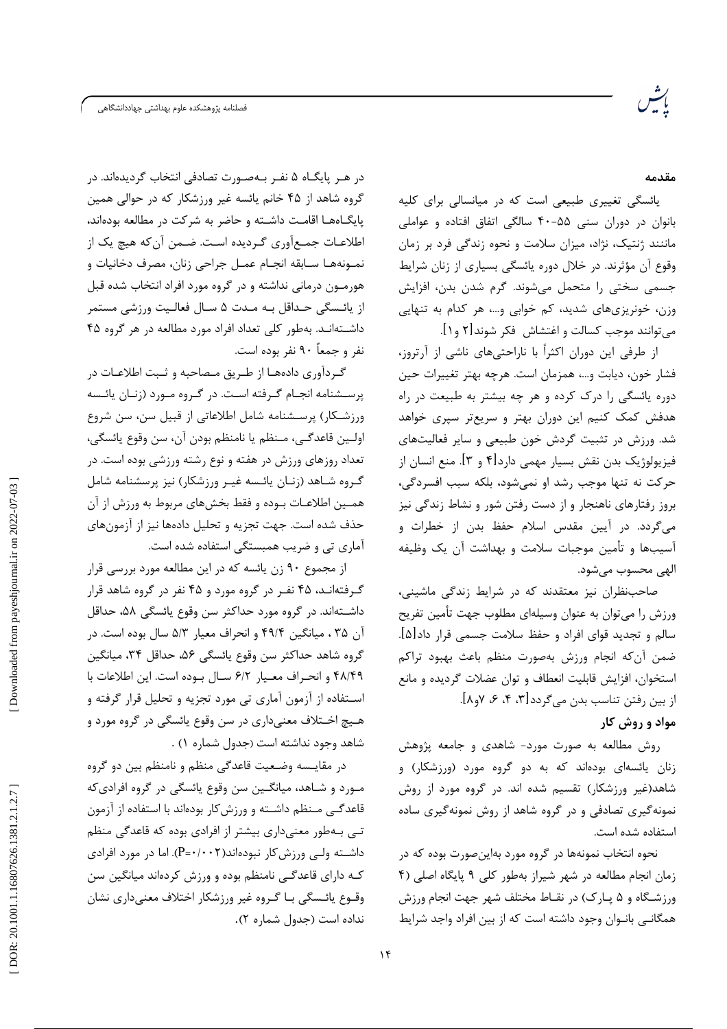## مقدمه

یائسگی تغییری طبیعی است که در میانسالی برای کلیه بانوان در دوران سنی ۵۵-۴۰ سالگی اتفاق افتاده و عواملی مانند ژنتیک، نژاد، میزان سلامت و نحوه زندگی فرد بر زمان وقوع آن مؤثرند. در خلال دوره یائسگی بسیاری از زنان شرایط جسمی سختی را متحمل می‌شوند. گرم شدن بدن، افزایش وزن، خونریزی‌های شدید، کم خوابی و...، هر کدام به تنهایی می‌توانند موجب کسالت و اغتشاش فکر شوند[۲ و۱].

از طرفی این دوران اکثراً با ناراحتی‌های ناشی از آرتروز، فشار خون، دیابت و...، همزمان است. هرچه بهتر تغییرات حین دوره یائسگی را درک کرده و هر چه بیشتر به طبیعت در راه هدفش کمک کنیم این دوران بهتر و سریع‌تر سپری خواهد شد. ورزش در تثبیت گردش خون طبیعی و سایر فعالیت‌های فیزیولوژیک بدن نقش بسیار مهمی دارد[۴ و ۳]. منع انسان از حرکت نه تنها موجب رشد او نمی‌شود، بلکه سبب افسردگی، بروز رفتارهای ناهنجار و از دست رفتن شور و نشاط زندگی نیز می‌گردد. در آیین مقدس اسلام حفظ بدن از خطرات و آسیب‌ها و تأمین موجبات سلامت و بهداشت آن یک وظیفه الهی محسوب می‌شود.

صاحب‌نظران نیز معتقدند که در شرایط زندگی ماشینی، ورزش را می‌توان به عنوان وسیله‌ای مطلوب جهت تأمین تفریح سالم و تجدید قوای افراد و حفظ سلامت جسمی قرار داد[۵]. ضمن آن‌که انجام ورزش به‌صورت منظم باعث بهبود تراکم استخوان، افزایش قابلیت انعطاف و توان عضلات گردیده و مانع از بین رفتن تناسب بدن می‌گردد[۳، ۴، ۶، ۷و۸].

## مواد و روش کار

روش مطالعه به صورت مورد- شاهدی و جامعه پژوهش زنان یائسه‌ای بوده‌اند که به دو گروه مورد (ورزشکار) و شاهد(غیر ورزشکار) تقسیم شده اند. در گروه مورد از روش نمونه‌گیری تصادفی و در گروه شاهد از روش نمونه‌گیری ساده استفاده شده است.

نحوه انتخاب نمونه‌ها در گروه مورد به‌این‌صورت بوده که در زمان انجام مطالعه در شهر شیراز به‌طور کلی ۹ پایگاه اصلی (۴ ورزشگاه و ۵ پارک) در نقاط مختلف شهر جهت انجام ورزش همگانی بانوان وجود داشته است که از بین افراد واجد شرایط در هر پایگاه ۵ نفر به‌صورت تصادفی انتخاب گردیده‌اند. در گروه شاهد از ۴۵ خانم یائسه غیر ورزشکار که در حوالی همین پایگاه‌ها اقامت داشته و حاضر به شرکت در مطالعه بوده‌اند، اطلاعات جمع‌آوری گردیده است. ضمن آن‌که هیچ یک از نمونه‌ها سابقه انجام عمل جراحی زنان، مصرف دخانیات و هورمون درمانی نداشته و در گروه مورد افراد انتخاب شده قبل از یائسگی حداقل به مدت ۵ سال فعالیت ورزشی مستمر داشته‌اند. به‌طور کلی تعداد افراد مورد مطالعه در هر گروه ۴۵ نفر و جمعاً ۹۰ نفر بوده است.

گردآوری داده‌ها از طریق مصاحبه و ثبت اطلاعات در پرسشنامه انجام گرفته است. در گروه مورد (زنان یائسه ورزشکار) پرسشنامه شامل اطلاعاتی از قبیل سن، سن شروع اولین قاعدگی، منظم یا نامنظم بودن آن، سن وقوع یائسگی، تعداد روزهای ورزش در هفته و نوع رشته ورزشی بوده است. در گروه شاهد (زنان یائسه غیر ورزشکار) نیز پرسشنامه شامل همین اطلاعات بوده و فقط بخش‌های مربوط به ورزش از آن حذف شده است. جهت تجزیه و تحلیل داده‌ها نیز از آزمون‌های آماری تی و ضریب همبستگی استفاده شده است.

از مجموع ۹۰ زن یائسه که در این مطالعه مورد بررسی قرار گرفته‌اند، ۴۵ نفر در گروه مورد و ۴۵ نفر در گروه شاهد قرار داشته‌اند. در گروه مورد حداکثر سن وقوع یائسگی ۵۸، حداقل آن ۳۵ ، میانگین ۴۹/۴ و انحراف معیار ۵/۳ سال بوده است. در گروه شاهد حداکثر سن وقوع یائسگی ۵۶، حداقل ۳۴، میانگین ۴۸/۴۹ و انحراف معیار ۶/۲ سال بوده است. این اطلاعات با استفاده از آزمون آماری تی مورد تجزیه و تحلیل قرار گرفته و هیچ اختلاف معنی‌داری در سن وقوع یائسگی در گروه مورد و شاهد وجود نداشته است (جدول شماره ۱) .

در مقایسه وضعیت قاعدگی منظم و نامنظم بین دو گروه مورد و شاهد، میانگین سن وقوع یائسگی در گروه افرادی‌که قاعدگی منظم داشته و ورزش‌کار بوده‌اند با استفاده از آزمون تی به‌طور معنی‌داری بیشتر از افرادی بوده که قاعدگی منظم داشته ولی ورزش‌کار نبوده‌اند(P=۰/۰۰۲). اما در مورد افرادی که دارای قاعدگی نامنظم بوده و ورزش کرده‌اند میانگین سن وقوع یائسگی با گروه غیر ورزشکار اختلاف معنی‌داری نشان نداده است (جدول شماره ۲).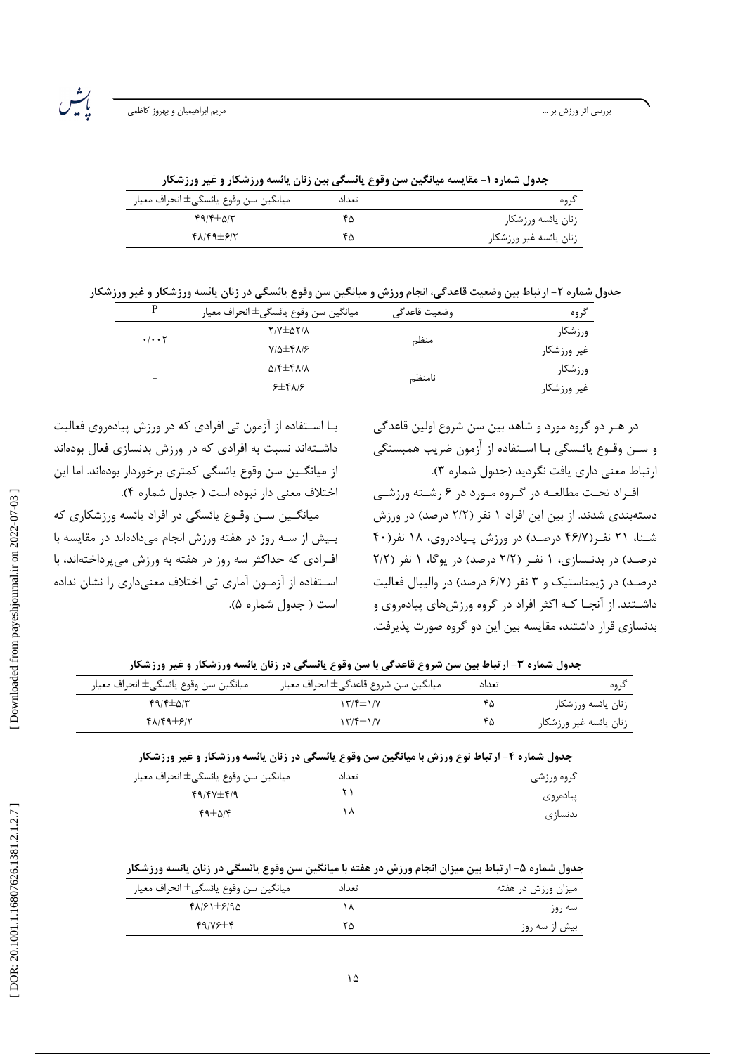**جدول شماره ۱- مقایسه میانگین سن وقوع یائسگی بین زنان یائسه ورزشکار و غیر ورزشکار**

| گروه | تعداد | میانگین سن وقوع یائسگی± انحراف معیار |
|---|---|---|
| زنان یائسه ورزشکار | ۴۵ | ۴۹/۴±۵/۳ |
| زنان یائسه غیر ورزشکار | ۴۵ | ۴۸/۴۹±۶/۲ |

**جدول شماره ۲- ارتباط بین وضعیت قاعدگی، انجام ورزش و میانگین سن وقوع یائسگی در زنان یائسه ورزشکار و غیر ورزشکار**

| گروه | وضعیت قاعدگی | میانگین سن وقوع یائسگی± انحراف معیار | P |
|---|---|---|---|
| ورزشکار | منظم | ۲/۷±۵۲/۸ | ۰/۰۰۲ |
| غیر ورزشکار | | ۷/۵±۴۸/۶ | |
| ورزشکار | نامنظم | ۵/۴±۴۸/۸ | - |
| غیر ورزشکار | | ۶±۴۸/۶ | |

در هر دو گروه مورد و شاهد بین سن شروع اولین قاعدگی و سن وقوع یائسگی با استفاده از آزمون ضریب همبستگی ارتباط معنی داری یافت نگردید (جدول شماره ۳).

افراد تحت مطالعه در گروه مورد در ۶ رشته ورزشی دسته‌بندی شدند. از بین این افراد ۱ نفر (۲/۲ درصد) در ورزش شنا، ۲۱ نفر(۴۶/۷ درصد) در ورزش پیاده‌روی، ۱۸ نفر(۴۰ درصد) در بدنسازی، ۱ نفر (۲/۲ درصد) در یوگا، ۱ نفر (۲/۲ درصد) در ژیمناستیک و ۳ نفر (۶/۷ درصد) در والیبال فعالیت داشتند. از آنجا که اکثر افراد در گروه ورزش‌های پیاده‌روی و بدنسازی قرار داشتند، مقایسه بین این دو گروه صورت پذیرفت.

با استفاده از آزمون تی افرادی که در ورزش پیاده‌روی فعالیت داشته‌اند نسبت به افرادی که در ورزش بدنسازی فعال بوده‌اند از میانگین سن وقوع یائسگی کمتری برخوردار بوده‌اند. اما این اختلاف معنی دار نبوده است ( جدول شماره ۴).

میانگین سن وقوع یائسگی در افراد یائسه ورزشکاری که بیش از سه روز در هفته ورزش انجام می‌داده‌اند در مقایسه با افرادی که حداکثر سه روز در هفته به ورزش می‌پرداخته‌اند، با استفاده از آزمون آماری تی اختلاف معنی‌داری را نشان نداده است ( جدول شماره ۵).

**جدول شماره ۳- ارتباط بین سن شروع قاعدگی با سن وقوع یائسگی در زنان یائسه ورزشکار و غیر ورزشکار**

| گروه | تعداد | میانگین سن شروع قاعدگی± انحراف معیار | میانگین سن وقوع یائسگی± انحراف معیار |
|---|---|---|---|
| زنان یائسه ورزشکار | ۴۵ | ۱۳/۴±۱/۷ | ۴۹/۴±۵/۳ |
| زنان یائسه غیر ورزشکار | ۴۵ | ۱۳/۴±۱/۷ | ۴۸/۴۹±۶/۲ |

**جدول شماره ۴- ارتباط نوع ورزش با میانگین سن وقوع یائسگی در زنان یائسه ورزشکار و غیر ورزشکار**

| گروه ورزشی | تعداد | میانگین سن وقوع یائسگی± انحراف معیار |
|---|---|---|
| پیاده‌روی | ۲۱ | ۴۹/۴۷±۴/۹ |
| بدنسازی | ۱۸ | ۴۹±۵/۴ |

**جدول شماره ۵- ارتباط بین میزان انجام ورزش در هفته با میانگین سن وقوع یائسگی در زنان یائسه ورزشکار**

| میزان ورزش در هفته | تعداد | میانگین سن وقوع یائسگی± انحراف معیار |
|---|---|---|
| سه روز | ۱۸ | ۴۸/۶۱±۶/۹۵ |
| بیش از سه روز | ۲۵ | ۴۹/۷۶±۴ |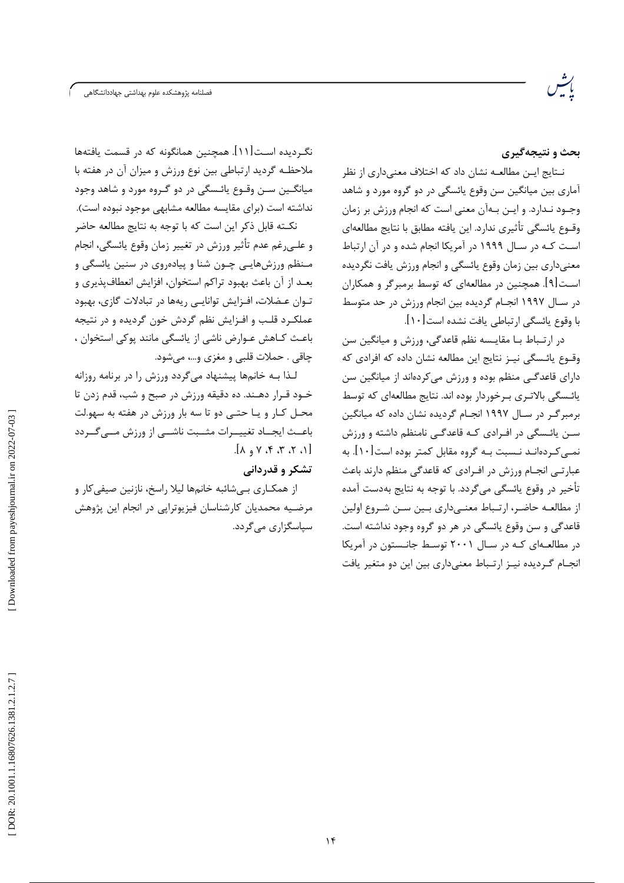## بحث و نتیجه‌گیری

نـتایج ایـن مطالعـه نشان داد که اختلاف معنی‌داری از نظر آماری بین میانگین سن وقوع یائسگی در دو گروه مورد و شاهد وجـود نـدارد. و ایـن بـه‌آن معنی است که انجام ورزش بر زمان وقـوع یائسگی تأثیری ندارد. این یافته مطابق با نتایج مطالعه‌ای اسـت کـه در سـال ۱۹۹۹ در آمریکا انجام شده و در آن ارتباط معنی‌داری بین زمان وقوع یائسگی و انجام ورزش یافت نگردیده اسـت[۹]. همچنین در مطالعه‌ای که توسط برمبرگر و همکاران در سـال ۱۹۹۷ انجـام گردیده بین انجام ورزش در حد متوسط با وقوع یائسگی ارتباطی یافت نشده است[۱۰].

در ارتـباط بـا مقایـسه نظم قاعدگی، ورزش و میانگین سن وقـوع یائـسگی نیـز نتایج این مطالعه نشان داده که افرادی که دارای قاعدگـی منظم بوده و ورزش می‌کرده‌اند از میانگین سن یائـسگی بالاتـری بـرخوردار بوده اند. نتایج مطالعه‌ای که توسط برمبرگـر در سـال ۱۹۹۷ انجـام گردیده نشان داده که میانگین سـن یائـسگی در افـرادی کـه قاعدگـی نامنظم داشته و ورزش نمـی‌کـرده‌انـد نـسبت بـه گروه مقابل کمتر بوده است[۱۰]. به عبارتـی انجـام ورزش در افـرادی که قاعدگی منظم دارند باعث تأخیر در وقوع یائسگی می‌گردد. با توجه به نتایج به‌دست آمده از مطالعـه حاضـر، ارتـباط معنـی‌داری بـین سـن شـروع اولین قاعدگی و سن وقوع یائسگی در هر دو گروه وجود نداشته است. در مطالعـه‌ای کـه در سـال ۲۰۰۱ توسـط جانـستون در آمریکا انجـام گـردیده نیـز ارتـباط معنی‌داری بین این دو متغیر یافت نگـردیده اسـت[۱۱]. همچنین همانگونه که در قسمت یافته‌ها ملاحظـه گردید ارتباطی بین نوع ورزش و میزان آن در هفته با میانگـین سـن وقـوع یائـسگی در دو گـروه مورد و شاهد وجود نداشته است (برای مقایسه مطالعه مشابهی موجود نبوده است).

نکـته قابل ذکر این است که با توجه به نتایج مطالعه حاضر و علـی‌رغم عدم تأثیر ورزش در تغییر زمان وقوع یائسگی، انجام مـنظم ورزش‌هایـی چـون شنا و پیاده‌روی در سنین یائسگی و بعـد از آن باعث بهبود تراکم استخوان، افزایش انعطاف‌پذیری و تـوان عـضلات، افـزایش توانایـی ریه‌ها در تبادلات گازی، بهبود عملکـرد قلـب و افـزایش نظم گردش خون گردیده و در نتیجه باعـث کـاهش عـوارض ناشی از یائسگی مانند پوکی استخوان ، چاقی . حملات قلبی و مغزی و...، می‌شود.

لـذا بـه خانم‌ها پیشنهاد می‌گردد ورزش را در برنامه روزانه خـود قـرار دهـند. ده دقیقه ورزش در صبح و شب، قدم زدن تا محـل کـار و یـا حتـی دو تا سه بار ورزش در هفته به سهولت باعـث ایجـاد تغییـرات مثـبت ناشـی از ورزش مـی‌گـردد [۱، ۲، ۳، ۴، ۷ و ۸].

## تشکر و قدردانی

از همکـاری بـی‌شائبه خانم‌ها لیلا راسخ، نازنین صیفی‌کار و مرضـیه محمدیان کارشناسان فیزیوتراپی در انجام این پژوهش سپاسگزاری می‌گردد.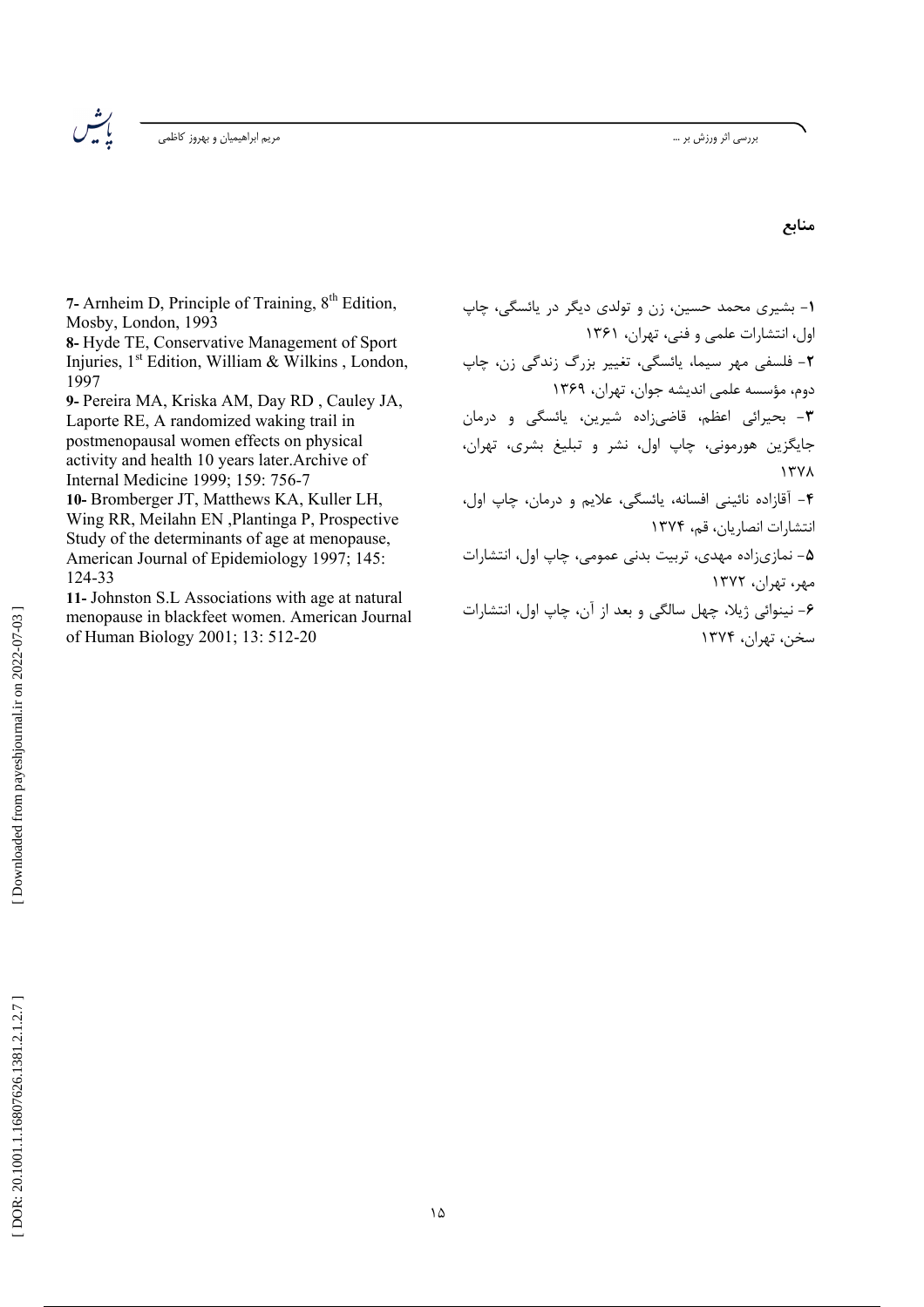**منابع**

۱- بشیری محمد حسین، زن و تولدی دیگر در یائسگی، چاپ اول، انتشارات علمی و فنی، تهران، ۱۳۶۱

۲- فلسفی مهر سیما، یائسگی، تغییر بزرگ زندگی زن، چاپ دوم، مؤسسه علمی اندیشه جوان، تهران، ۱۳۶۹

۳- بحیرائی اعظم، قاضی‌زاده شیرین، یائسگی و درمان جایگزین هورمونی، چاپ اول، نشر و تبلیغ بشری، تهران، ۱۳۷۸

۴- آقازاده نائینی افسانه، یائسگی، علایم و درمان، چاپ اول، انتشارات انصاریان، قم، ۱۳۷۴

۵- نمازی‌زاده مهدی، تربیت بدنی عمومی، چاپ اول، انتشارات مهر، تهران، ۱۳۷۲

۶- نینوائی ژیلا، چهل سالگی و بعد از آن، چاپ اول، انتشارات سخن، تهران، ۱۳۷۴

**7-** Arnheim D, Principle of Training, 8th Edition, Mosby, London, 1993

**8-** Hyde TE, Conservative Management of Sport Injuries, 1st Edition, William & Wilkins , London, 1997

**9-** Pereira MA, Kriska AM, Day RD , Cauley JA, Laporte RE, A randomized waking trail in postmenopausal women effects on physical activity and health 10 years later.Archive of Internal Medicine 1999; 159: 756-7

**10-** Bromberger JT, Matthews KA, Kuller LH, Wing RR, Meilahn EN ,Plantinga P, Prospective Study of the determinants of age at menopause, American Journal of Epidemiology 1997; 145: 124-33

**11-** Johnston S.L Associations with age at natural menopause in blackfeet women. American Journal of Human Biology 2001; 13: 512-20